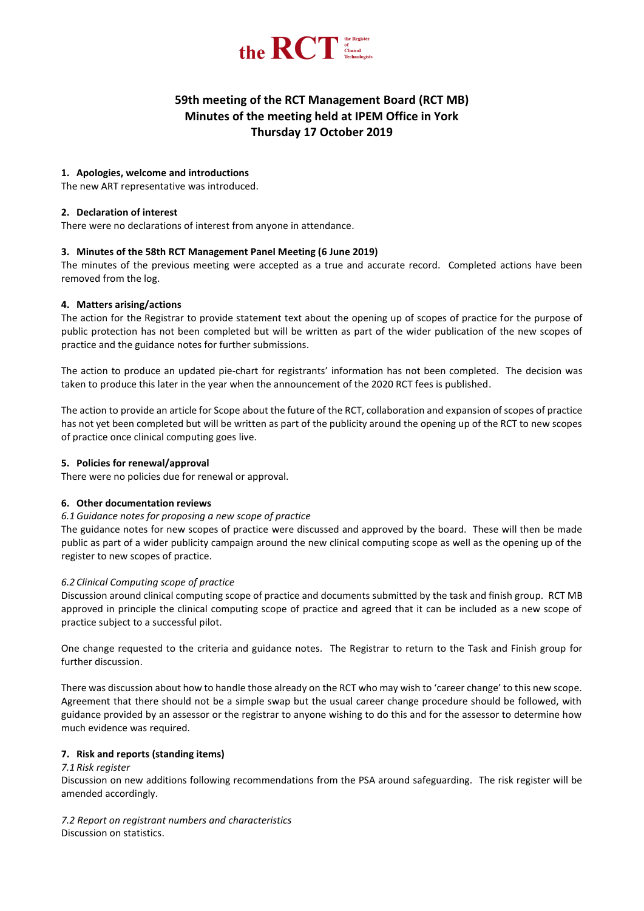# 59th meeting of the RCT Management Board (RCT MB)
## Minutes of the meeting held at IPEM Office in York
## Thursday 17 October 2019

### 1. Apologies, welcome and introductions

The new ART representative was introduced.

### 2. Declaration of interest

There were no declarations of interest from anyone in attendance.

### 3. Minutes of the 58th RCT Management Panel Meeting (6 June 2019)

The minutes of the previous meeting were accepted as a true and accurate record. Completed actions have been removed from the log.

### 4. Matters arising/actions

The action for the Registrar to provide statement text about the opening up of scopes of practice for the purpose of public protection has not been completed but will be written as part of the wider publication of the new scopes of practice and the guidance notes for further submissions.

The action to produce an updated pie-chart for registrants' information has not been completed. The decision was taken to produce this later in the year when the announcement of the 2020 RCT fees is published.

The action to provide an article for Scope about the future of the RCT, collaboration and expansion of scopes of practice has not yet been completed but will be written as part of the publicity around the opening up of the RCT to new scopes of practice once clinical computing goes live.

### 5. Policies for renewal/approval

There were no policies due for renewal or approval.

### 6. Other documentation reviews

*6.1 Guidance notes for proposing a new scope of practice*

The guidance notes for new scopes of practice were discussed and approved by the board. These will then be made public as part of a wider publicity campaign around the new clinical computing scope as well as the opening up of the register to new scopes of practice.

*6.2 Clinical Computing scope of practice*

Discussion around clinical computing scope of practice and documents submitted by the task and finish group. RCT MB approved in principle the clinical computing scope of practice and agreed that it can be included as a new scope of practice subject to a successful pilot.

One change requested to the criteria and guidance notes. The Registrar to return to the Task and Finish group for further discussion.

There was discussion about how to handle those already on the RCT who may wish to 'career change' to this new scope. Agreement that there should not be a simple swap but the usual career change procedure should be followed, with guidance provided by an assessor or the registrar to anyone wishing to do this and for the assessor to determine how much evidence was required.

### 7. Risk and reports (standing items)

*7.1 Risk register*

Discussion on new additions following recommendations from the PSA around safeguarding. The risk register will be amended accordingly.

*7.2 Report on registrant numbers and characteristics*

Discussion on statistics.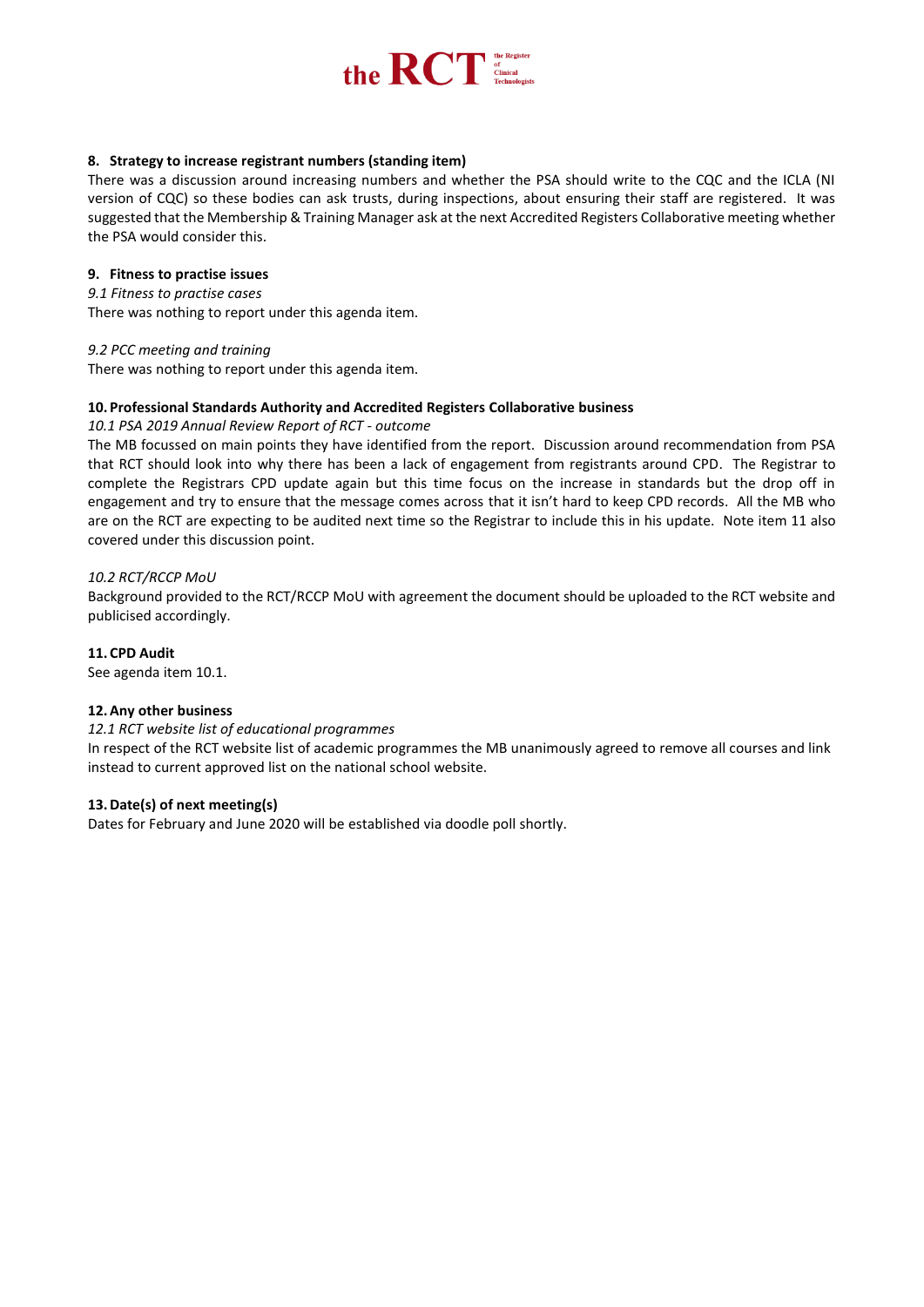## 8. Strategy to increase registrant numbers (standing item)

There was a discussion around increasing numbers and whether the PSA should write to the CQC and the ICLA (NI version of CQC) so these bodies can ask trusts, during inspections, about ensuring their staff are registered. It was suggested that the Membership & Training Manager ask at the next Accredited Registers Collaborative meeting whether the PSA would consider this.

## 9. Fitness to practise issues

*9.1 Fitness to practise cases*

There was nothing to report under this agenda item.

*9.2 PCC meeting and training*

There was nothing to report under this agenda item.

## 10. Professional Standards Authority and Accredited Registers Collaborative business

*10.1 PSA 2019 Annual Review Report of RCT - outcome*

The MB focussed on main points they have identified from the report. Discussion around recommendation from PSA that RCT should look into why there has been a lack of engagement from registrants around CPD. The Registrar to complete the Registrars CPD update again but this time focus on the increase in standards but the drop off in engagement and try to ensure that the message comes across that it isn't hard to keep CPD records. All the MB who are on the RCT are expecting to be audited next time so the Registrar to include this in his update. Note item 11 also covered under this discussion point.

*10.2 RCT/RCCP MoU*

Background provided to the RCT/RCCP MoU with agreement the document should be uploaded to the RCT website and publicised accordingly.

## 11. CPD Audit

See agenda item 10.1.

## 12. Any other business

*12.1 RCT website list of educational programmes*

In respect of the RCT website list of academic programmes the MB unanimously agreed to remove all courses and link instead to current approved list on the national school website.

## 13. Date(s) of next meeting(s)

Dates for February and June 2020 will be established via doodle poll shortly.